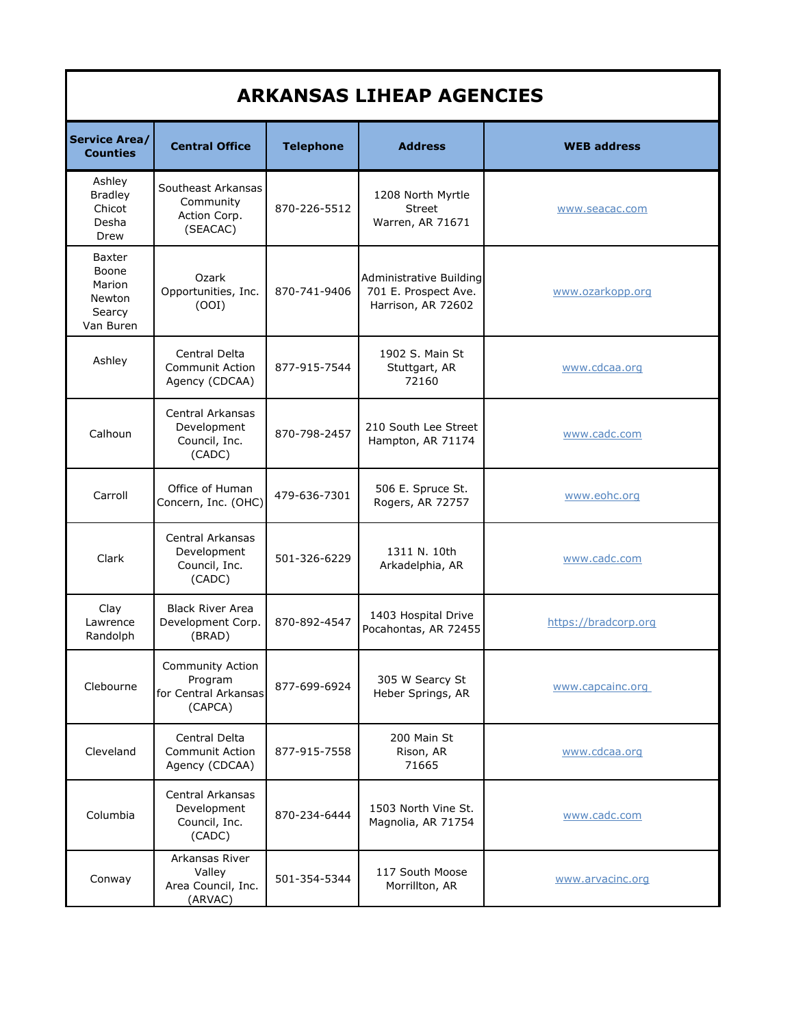# ARKANSAS LIHEAP AGENCIES

| Service Area/ Counties | Central Office | Telephone | Address | WEB address |
|---|---|---|---|---|
| Ashley<br>Bradley<br>Chicot<br>Desha<br>Drew | Southeast Arkansas Community Action Corp. (SEACAC) | 870-226-5512 | 1208 North Myrtle Street<br>Warren, AR 71671 | www.seacac.com |
| Baxter<br>Boone<br>Marion<br>Newton<br>Searcy<br>Van Buren | Ozark Opportunities, Inc. (OOI) | 870-741-9406 | Administrative Building<br>701 E. Prospect Ave.<br>Harrison, AR 72602 | www.ozarkopp.org |
| Ashley | Central Delta Communit Action Agency (CDCAA) | 877-915-7544 | 1902 S. Main St<br>Stuttgart, AR 72160 | www.cdcaa.org |
| Calhoun | Central Arkansas Development Council, Inc. (CADC) | 870-798-2457 | 210 South Lee Street<br>Hampton, AR 71174 | www.cadc.com |
| Carroll | Office of Human Concern, Inc. (OHC) | 479-636-7301 | 506 E. Spruce St.<br>Rogers, AR 72757 | www.eohc.org |
| Clark | Central Arkansas Development Council, Inc. (CADC) | 501-326-6229 | 1311 N. 10th<br>Arkadelphia, AR | www.cadc.com |
| Clay<br>Lawrence<br>Randolph | Black River Area Development Corp. (BRAD) | 870-892-4547 | 1403 Hospital Drive<br>Pocahontas, AR 72455 | https://bradcorp.org |
| Clebourne | Community Action Program for Central Arkansas (CAPCA) | 877-699-6924 | 305 W Searcy St<br>Heber Springs, AR | www.capcainc.org |
| Cleveland | Central Delta Communit Action Agency (CDCAA) | 877-915-7558 | 200 Main St<br>Rison, AR 71665 | www.cdcaa.org |
| Columbia | Central Arkansas Development Council, Inc. (CADC) | 870-234-6444 | 1503 North Vine St.<br>Magnolia, AR 71754 | www.cadc.com |
| Conway | Arkansas River Valley Area Council, Inc. (ARVAC) | 501-354-5344 | 117 South Moose<br>Morrillton, AR | www.arvacinc.org |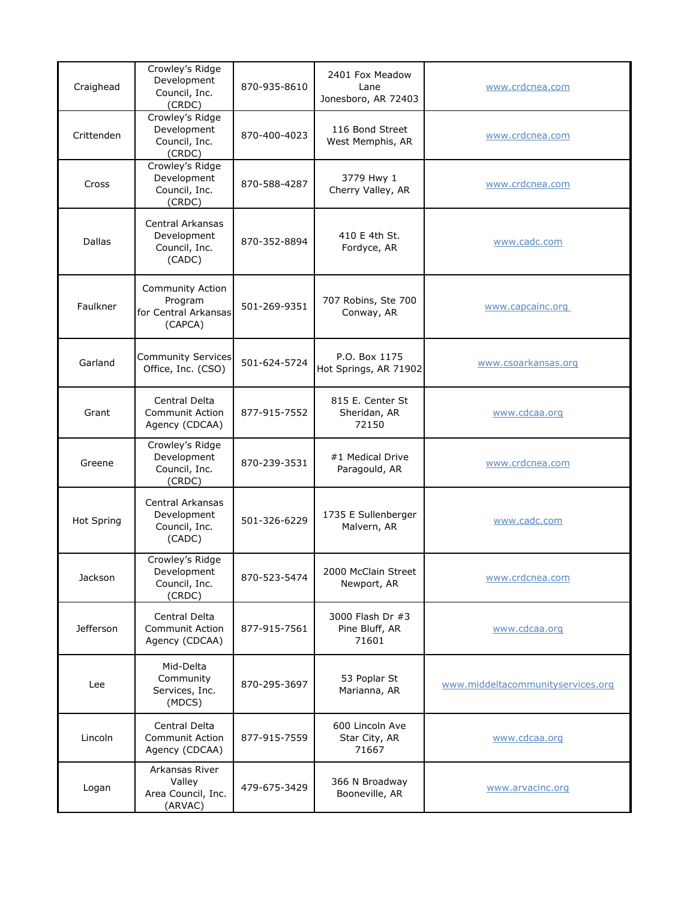| | | | | |
|---|---|---|---|---|
| Craighead | Crowley's Ridge Development Council, Inc. (CRDC) | 870-935-8610 | 2401 Fox Meadow Lane Jonesboro, AR 72403 | www.crdcnea.com |
| Crittenden | Crowley's Ridge Development Council, Inc. (CRDC) | 870-400-4023 | 116 Bond Street West Memphis, AR | www.crdcnea.com |
| Cross | Crowley's Ridge Development Council, Inc. (CRDC) | 870-588-4287 | 3779 Hwy 1 Cherry Valley, AR | www.crdcnea.com |
| Dallas | Central Arkansas Development Council, Inc. (CADC) | 870-352-8894 | 410 E 4th St. Fordyce, AR | www.cadc.com |
| Faulkner | Community Action Program for Central Arkansas (CAPCA) | 501-269-9351 | 707 Robins, Ste 700 Conway, AR | www.capcainc.org |
| Garland | Community Services Office, Inc. (CSO) | 501-624-5724 | P.O. Box 1175 Hot Springs, AR 71902 | www.csoarkansas.org |
| Grant | Central Delta Communit Action Agency (CDCAA) | 877-915-7552 | 815 E. Center St Sheridan, AR 72150 | www.cdcaa.org |
| Greene | Crowley's Ridge Development Council, Inc. (CRDC) | 870-239-3531 | #1 Medical Drive Paragould, AR | www.crdcnea.com |
| Hot Spring | Central Arkansas Development Council, Inc. (CADC) | 501-326-6229 | 1735 E Sullenberger Malvern, AR | www.cadc.com |
| Jackson | Crowley's Ridge Development Council, Inc. (CRDC) | 870-523-5474 | 2000 McClain Street Newport, AR | www.crdcnea.com |
| Jefferson | Central Delta Communit Action Agency (CDCAA) | 877-915-7561 | 3000 Flash Dr #3 Pine Bluff, AR 71601 | www.cdcaa.org |
| Lee | Mid-Delta Community Services, Inc. (MDCS) | 870-295-3697 | 53 Poplar St Marianna, AR | www.middeltacommunityservices.org |
| Lincoln | Central Delta Communit Action Agency (CDCAA) | 877-915-7559 | 600 Lincoln Ave Star City, AR 71667 | www.cdcaa.org |
| Logan | Arkansas River Valley Area Council, Inc. (ARVAC) | 479-675-3429 | 366 N Broadway Booneville, AR | www.arvacinc.org |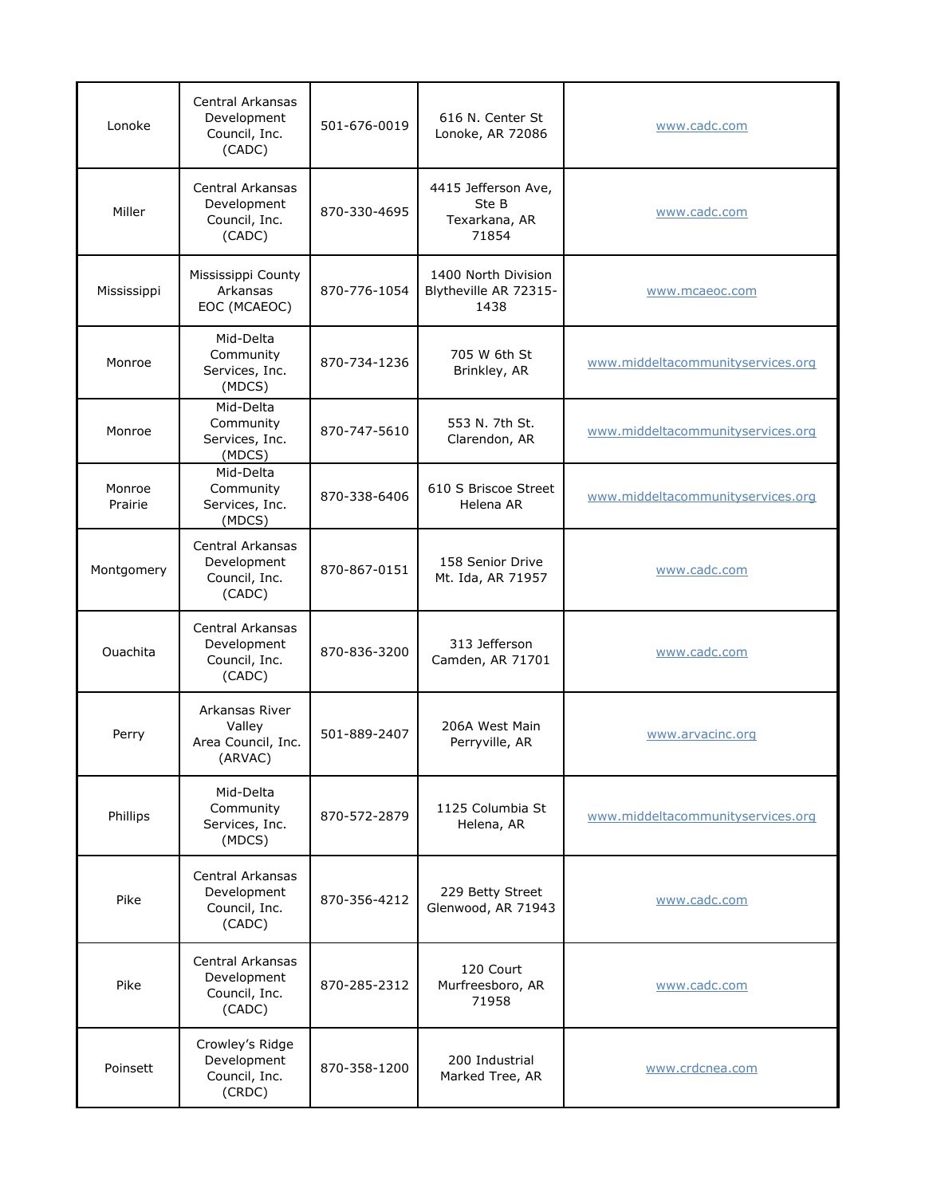| Lonoke | Central Arkansas Development Council, Inc. (CADC) | 501-676-0019 | 616 N. Center St Lonoke, AR 72086 | www.cadc.com |
|---|---|---|---|---|
| Miller | Central Arkansas Development Council, Inc. (CADC) | 870-330-4695 | 4415 Jefferson Ave, Ste B Texarkana, AR 71854 | www.cadc.com |
| Mississippi | Mississippi County Arkansas EOC (MCAEOC) | 870-776-1054 | 1400 North Division Blytheville AR 72315-1438 | www.mcaeoc.com |
| Monroe | Mid-Delta Community Services, Inc. (MDCS) | 870-734-1236 | 705 W 6th St Brinkley, AR | www.middeltacommunityservices.org |
| Monroe | Mid-Delta Community Services, Inc. (MDCS) | 870-747-5610 | 553 N. 7th St. Clarendon, AR | www.middeltacommunityservices.org |
| Monroe Prairie | Mid-Delta Community Services, Inc. (MDCS) | 870-338-6406 | 610 S Briscoe Street Helena AR | www.middeltacommunityservices.org |
| Montgomery | Central Arkansas Development Council, Inc. (CADC) | 870-867-0151 | 158 Senior Drive Mt. Ida, AR 71957 | www.cadc.com |
| Ouachita | Central Arkansas Development Council, Inc. (CADC) | 870-836-3200 | 313 Jefferson Camden, AR 71701 | www.cadc.com |
| Perry | Arkansas River Valley Area Council, Inc. (ARVAC) | 501-889-2407 | 206A West Main Perryville, AR | www.arvacinc.org |
| Phillips | Mid-Delta Community Services, Inc. (MDCS) | 870-572-2879 | 1125 Columbia St Helena, AR | www.middeltacommunityservices.org |
| Pike | Central Arkansas Development Council, Inc. (CADC) | 870-356-4212 | 229 Betty Street Glenwood, AR 71943 | www.cadc.com |
| Pike | Central Arkansas Development Council, Inc. (CADC) | 870-285-2312 | 120 Court Murfreesboro, AR 71958 | www.cadc.com |
| Poinsett | Crowley's Ridge Development Council, Inc. (CRDC) | 870-358-1200 | 200 Industrial Marked Tree, AR | www.crdcnea.com |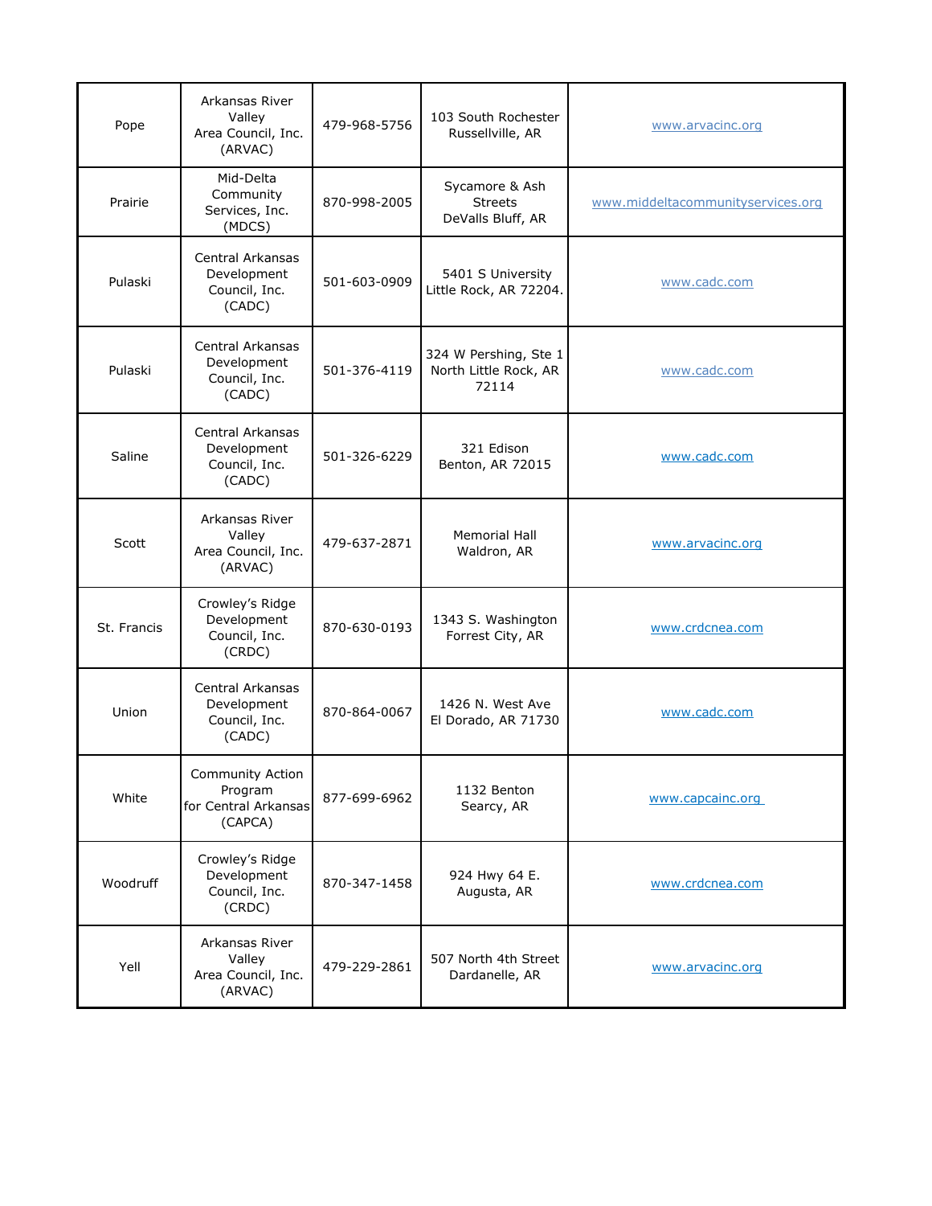| Pope | Arkansas River Valley Area Council, Inc. (ARVAC) | 479-968-5756 | 103 South Rochester Russellville, AR | www.arvacinc.org |
|---|---|---|---|---|
| Prairie | Mid-Delta Community Services, Inc. (MDCS) | 870-998-2005 | Sycamore & Ash Streets DeValls Bluff, AR | www.middeltacommunityservices.org |
| Pulaski | Central Arkansas Development Council, Inc. (CADC) | 501-603-0909 | 5401 S University Little Rock, AR 72204. | www.cadc.com |
| Pulaski | Central Arkansas Development Council, Inc. (CADC) | 501-376-4119 | 324 W Pershing, Ste 1 North Little Rock, AR 72114 | www.cadc.com |
| Saline | Central Arkansas Development Council, Inc. (CADC) | 501-326-6229 | 321 Edison Benton, AR 72015 | www.cadc.com |
| Scott | Arkansas River Valley Area Council, Inc. (ARVAC) | 479-637-2871 | Memorial Hall Waldron, AR | www.arvacinc.org |
| St. Francis | Crowley's Ridge Development Council, Inc. (CRDC) | 870-630-0193 | 1343 S. Washington Forrest City, AR | www.crdcnea.com |
| Union | Central Arkansas Development Council, Inc. (CADC) | 870-864-0067 | 1426 N. West Ave El Dorado, AR 71730 | www.cadc.com |
| White | Community Action Program for Central Arkansas (CAPCA) | 877-699-6962 | 1132 Benton Searcy, AR | www.capcainc.org |
| Woodruff | Crowley's Ridge Development Council, Inc. (CRDC) | 870-347-1458 | 924 Hwy 64 E. Augusta, AR | www.crdcnea.com |
| Yell | Arkansas River Valley Area Council, Inc. (ARVAC) | 479-229-2861 | 507 North 4th Street Dardanelle, AR | www.arvacinc.org |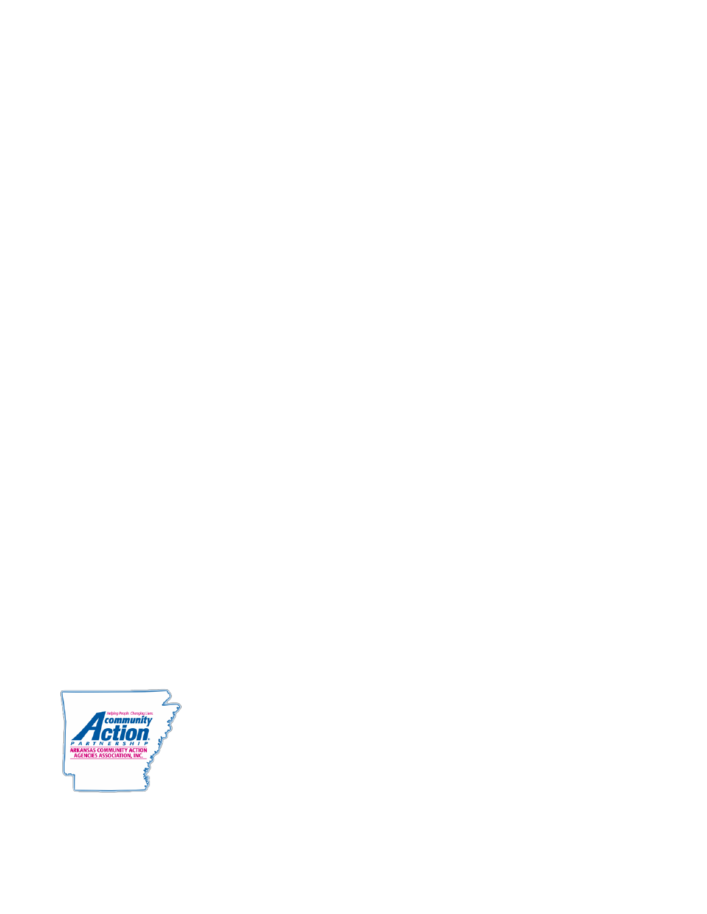Helping People. Changing Lives.

community Action

PARTNERSHIP

ARKANSAS COMMUNITY ACTION AGENCIES ASSOCIATION, INC.